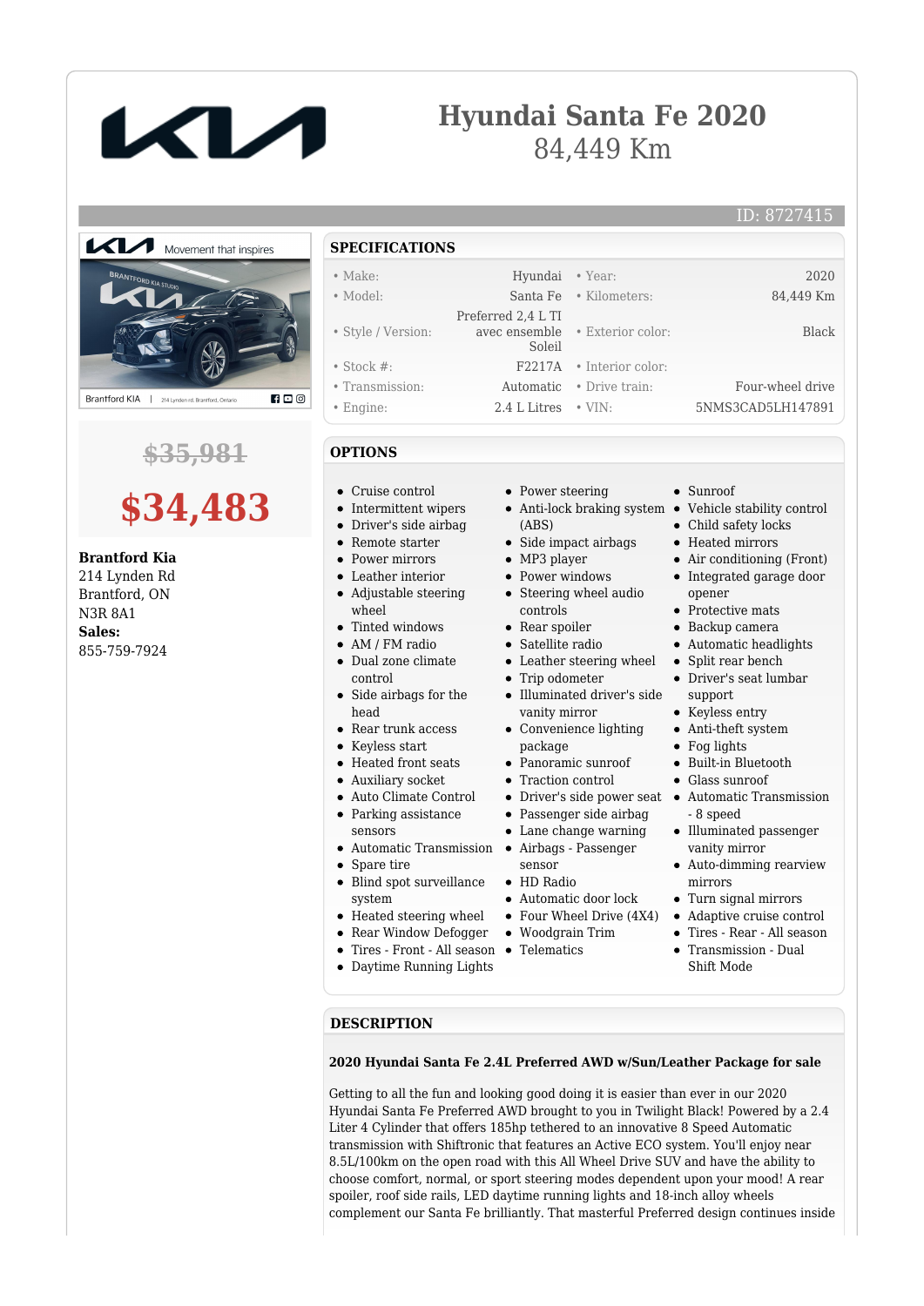# Hyundai Santa Fe 2020

84,449 Km

ID: 8727415

~~$35,981~~

**$34,483**

**Brantford Kia**
214 Lynden Rd
Brantford, ON
N3R 8A1
**Sales:**
855-759-7924

## SPECIFICATIONS

| | | | |
|---|---|---|---|
| • Make: | Hyundai | • Year: | 2020 |
| • Model: | Santa Fe | • Kilometers: | 84,449 Km |
| • Style / Version: | Preferred 2,4 L TI avec ensemble Soleil | • Exterior color: | Black |
| • Stock #: | F2217A | • Interior color: | |
| • Transmission: | Automatic | • Drive train: | Four-wheel drive |
| • Engine: | 2.4 L Litres | • VIN: | 5NMS3CAD5LH147891 |

## OPTIONS

- Cruise control
- Intermittent wipers
- Driver's side airbag
- Remote starter
- Power mirrors
- Leather interior
- Adjustable steering wheel
- Tinted windows
- AM / FM radio
- Dual zone climate control
- Side airbags for the head
- Rear trunk access
- Keyless start
- Heated front seats
- Auxiliary socket
- Auto Climate Control
- Parking assistance sensors
- Automatic Transmission
- Spare tire
- Blind spot surveillance system
- Heated steering wheel
- Rear Window Defogger
- Tires - Front - All season
- Daytime Running Lights
- Power steering
- Anti-lock braking system (ABS)
- Side impact airbags
- MP3 player
- Power windows
- Steering wheel audio controls
- Rear spoiler
- Satellite radio
- Leather steering wheel
- Trip odometer
- Illuminated driver's side vanity mirror
- Convenience lighting package
- Panoramic sunroof
- Traction control
- Driver's side power seat
- Passenger side airbag
- Lane change warning
- Airbags - Passenger sensor
- HD Radio
- Automatic door lock
- Four Wheel Drive (4X4)
- Woodgrain Trim
- Telematics
- Sunroof
- Vehicle stability control
- Child safety locks
- Heated mirrors
- Air conditioning (Front)
- Integrated garage door opener
- Protective mats
- Backup camera
- Automatic headlights
- Split rear bench
- Driver's seat lumbar support
- Keyless entry
- Anti-theft system
- Fog lights
- Built-in Bluetooth
- Glass sunroof
- Automatic Transmission - 8 speed
- Illuminated passenger vanity mirror
- Auto-dimming rearview mirrors
- Turn signal mirrors
- Adaptive cruise control
- Tires - Rear - All season
- Transmission - Dual Shift Mode

## DESCRIPTION

**2020 Hyundai Santa Fe 2.4L Preferred AWD w/Sun/Leather Package for sale**

Getting to all the fun and looking good doing it is easier than ever in our 2020 Hyundai Santa Fe Preferred AWD brought to you in Twilight Black! Powered by a 2.4 Liter 4 Cylinder that offers 185hp tethered to an innovative 8 Speed Automatic transmission with Shiftronic that features an Active ECO system. You'll enjoy near 8.5L/100km on the open road with this All Wheel Drive SUV and have the ability to choose comfort, normal, or sport steering modes dependent upon your mood! A rear spoiler, roof side rails, LED daytime running lights and 18-inch alloy wheels complement our Santa Fe brilliantly. That masterful Preferred design continues inside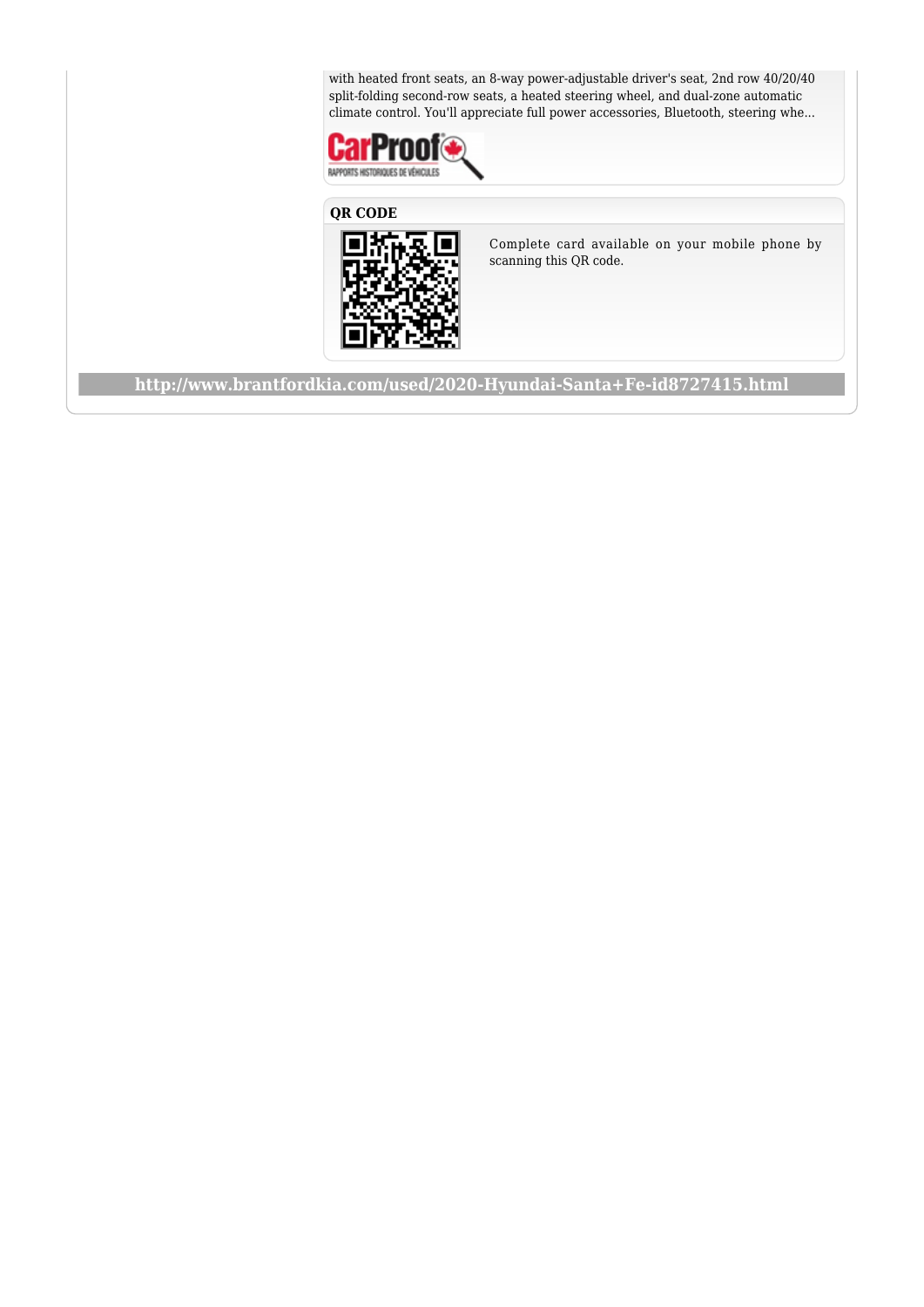with heated front seats, an 8-way power-adjustable driver's seat, 2nd row 40/20/40 split-folding second-row seats, a heated steering wheel, and dual-zone automatic climate control. You'll appreciate full power accessories, Bluetooth, steering whe...

### QR CODE

Complete card available on your mobile phone by scanning this QR code.

**http://www.brantfordkia.com/used/2020-Hyundai-Santa+Fe-id8727415.html**